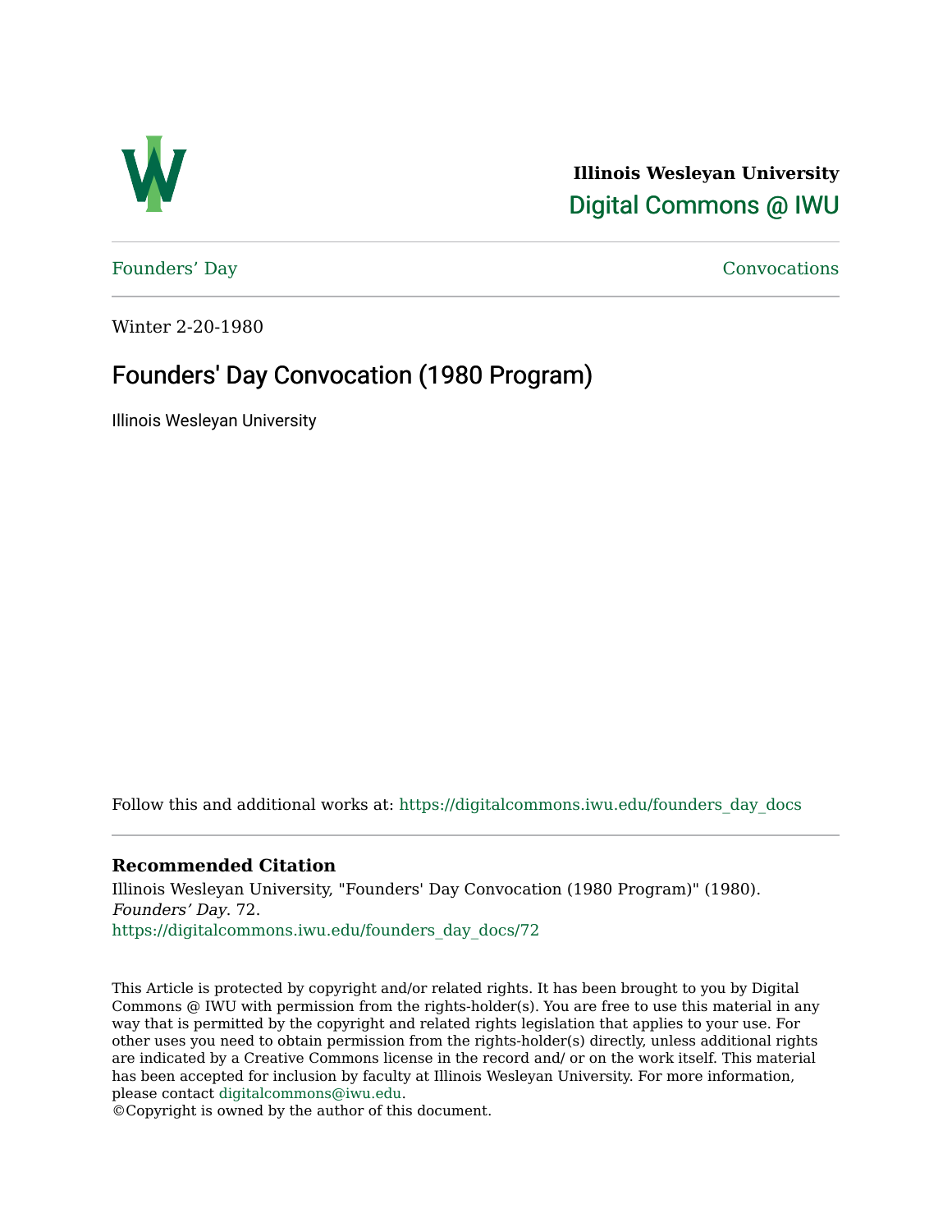**Illinois Wesleyan University**

Digital Commons @ IWU

Founders' Day | Convocations

Winter 2-20-1980

# Founders' Day Convocation (1980 Program)

Illinois Wesleyan University

Follow this and additional works at: https://digitalcommons.iwu.edu/founders_day_docs

### Recommended Citation

Illinois Wesleyan University, "Founders' Day Convocation (1980 Program)" (1980). *Founders' Day*. 72.
https://digitalcommons.iwu.edu/founders_day_docs/72

This Article is protected by copyright and/or related rights. It has been brought to you by Digital Commons @ IWU with permission from the rights-holder(s). You are free to use this material in any way that is permitted by the copyright and related rights legislation that applies to your use. For other uses you need to obtain permission from the rights-holder(s) directly, unless additional rights are indicated by a Creative Commons license in the record and/ or on the work itself. This material has been accepted for inclusion by faculty at Illinois Wesleyan University. For more information, please contact digitalcommons@iwu.edu.
©Copyright is owned by the author of this document.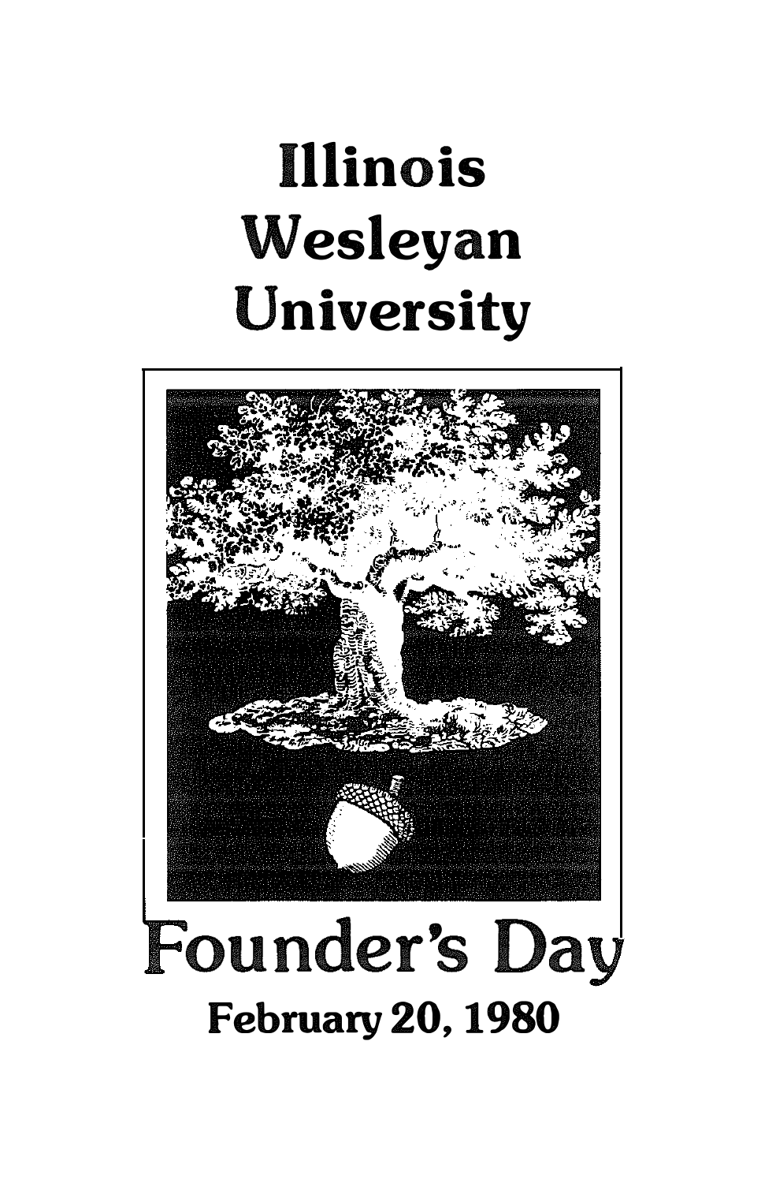# Illinois Wesleyan University

# Founder's Day

**February 20, 1980**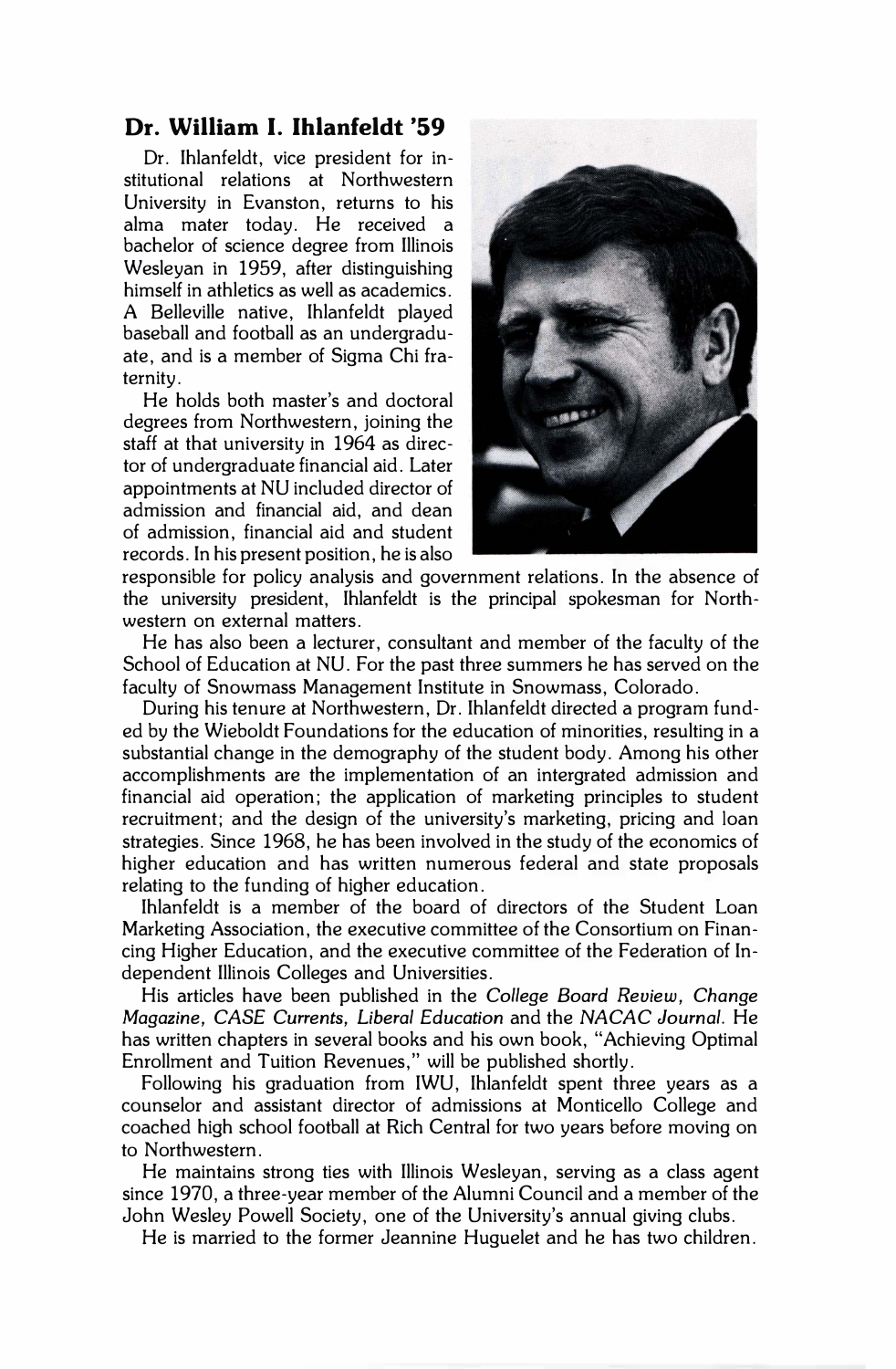## Dr. William I. Ihlanfeldt '59

Dr. Ihlanfeldt, vice president for institutional relations at Northwestern University in Evanston, returns to his alma mater today. He received a bachelor of science degree from Illinois Wesleyan in 1959, after distinguishing himself in athletics as well as academics. A Belleville native, Ihlanfeldt played baseball and football as an undergraduate, and is a member of Sigma Chi fraternity.

He holds both master's and doctoral degrees from Northwestern, joining the staff at that university in 1964 as director of undergraduate financial aid. Later appointments at NU included director of admission and financial aid, and dean of admission, financial aid and student records. In his present position, he is also responsible for policy analysis and government relations. In the absence of the university president, Ihlanfeldt is the principal spokesman for Northwestern on external matters.

He has also been a lecturer, consultant and member of the faculty of the School of Education at NU. For the past three summers he has served on the faculty of Snowmass Management Institute in Snowmass, Colorado.

During his tenure at Northwestern, Dr. Ihlanfeldt directed a program funded by the Wieboldt Foundations for the education of minorities, resulting in a substantial change in the demography of the student body. Among his other accomplishments are the implementation of an intergrated admission and financial aid operation; the application of marketing principles to student recruitment; and the design of the university's marketing, pricing and loan strategies. Since 1968, he has been involved in the study of the economics of higher education and has written numerous federal and state proposals relating to the funding of higher education.

Ihlanfeldt is a member of the board of directors of the Student Loan Marketing Association, the executive committee of the Consortium on Financing Higher Education, and the executive committee of the Federation of Independent Illinois Colleges and Universities.

His articles have been published in the *College Board Review, Change Magazine, CASE Currents, Liberal Education* and the *NACAC Journal.* He has written chapters in several books and his own book, "Achieving Optimal Enrollment and Tuition Revenues," will be published shortly.

Following his graduation from IWU, Ihlanfeldt spent three years as a counselor and assistant director of admissions at Monticello College and coached high school football at Rich Central for two years before moving on to Northwestern.

He maintains strong ties with Illinois Wesleyan, serving as a class agent since 1970, a three-year member of the Alumni Council and a member of the John Wesley Powell Society, one of the University's annual giving clubs.

He is married to the former Jeannine Huguelet and he has two children.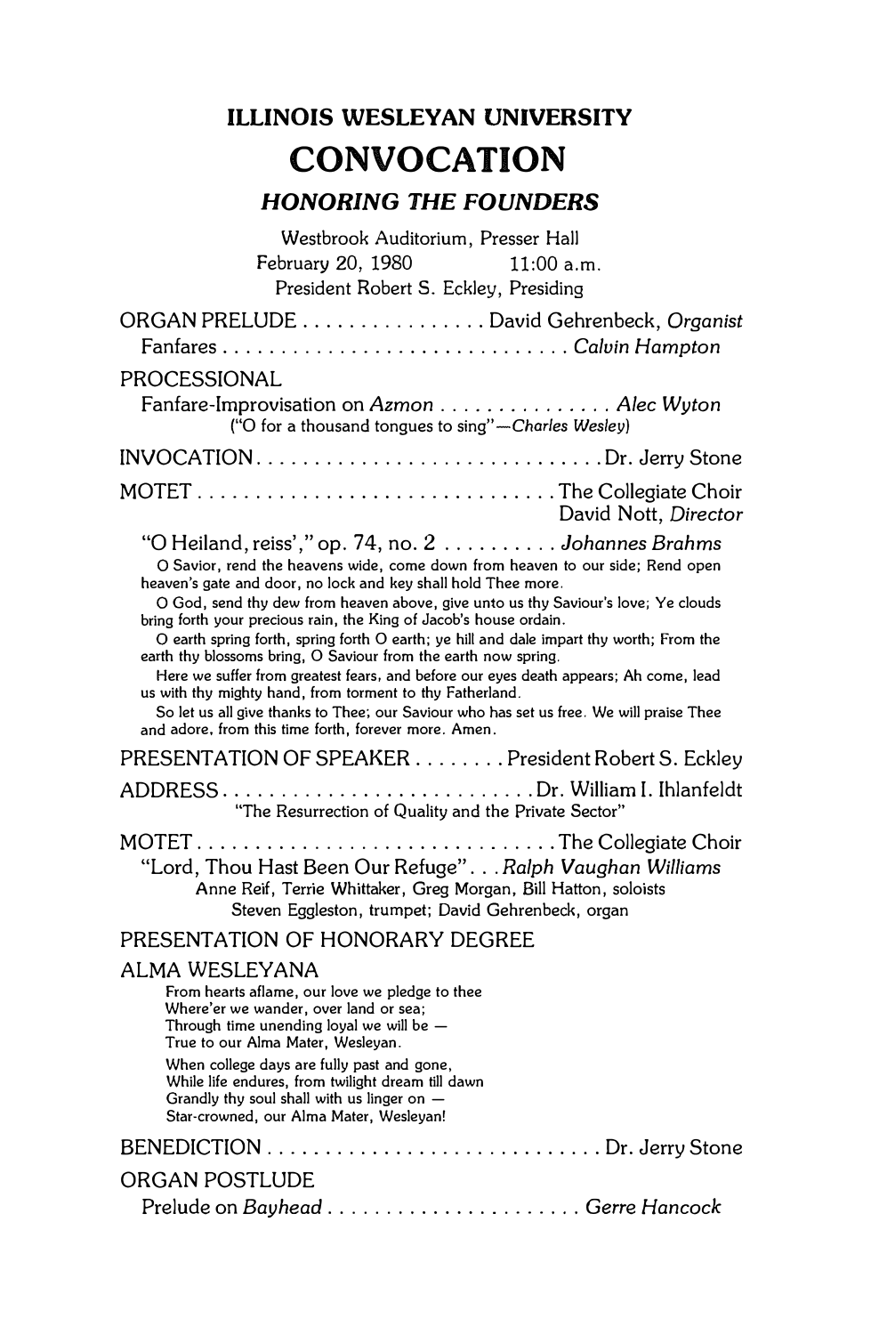# ILLINOIS WESLEYAN UNIVERSITY

# CONVOCATION

## *HONORING THE FOUNDERS*

Westbrook Auditorium, Presser Hall
February 20, 1980 11:00 a.m.
President Robert S. Eckley, Presiding

ORGAN PRELUDE . . . . . . . . . . . . . . . . David Gehrenbeck, *Organist*

Fanfares . . . . . . . . . . . . . . . . . . . . . . . . . . . . . . *Calvin Hampton*

PROCESSIONAL

Fanfare-Improvisation on *Azmon* . . . . . . . . . . . . . . . *Alec Wyton*
("O for a thousand tongues to sing"—*Charles Wesley*)

INVOCATION . . . . . . . . . . . . . . . . . . . . . . . . . . . . . Dr. Jerry Stone

MOTET . . . . . . . . . . . . . . . . . . . . . . . . . . . . . . The Collegiate Choir
David Nott, *Director*

"O Heiland, reiss'," op. 74, no. 2 . . . . . . . . . . *Johannes Brahms*

O Savior, rend the heavens wide, come down from heaven to our side; Rend open heaven's gate and door, no lock and key shall hold Thee more.

O God, send thy dew from heaven above, give unto us thy Saviour's love; Ye clouds bring forth your precious rain, the King of Jacob's house ordain.

O earth spring forth, spring forth O earth; ye hill and dale impart thy worth; From the earth thy blossoms bring, O Saviour from the earth now spring.

Here we suffer from greatest fears, and before our eyes death appears; Ah come, lead us with thy mighty hand, from torment to thy Fatherland.

So let us all give thanks to Thee; our Saviour who has set us free. We will praise Thee and adore, from this time forth, forever more. Amen.

PRESENTATION OF SPEAKER . . . . . . . . President Robert S. Eckley

ADDRESS . . . . . . . . . . . . . . . . . . . . . . . . . . . Dr. William I. Ihlanfeldt
"The Resurrection of Quality and the Private Sector"

MOTET . . . . . . . . . . . . . . . . . . . . . . . . . . . . . . The Collegiate Choir

"Lord, Thou Hast Been Our Refuge" . . . *Ralph Vaughan Williams*
Anne Reif, Terrie Whittaker, Greg Morgan, Bill Hatton, soloists
Steven Eggleston, trumpet; David Gehrenbeck, organ

PRESENTATION OF HONORARY DEGREE

ALMA WESLEYANA

From hearts aflame, our love we pledge to thee
Where'er we wander, over land or sea;
Through time unending loyal we will be —
True to our Alma Mater, Wesleyan.

When college days are fully past and gone,
While life endures, from twilight dream till dawn
Grandly thy soul shall with us linger on —
Star-crowned, our Alma Mater, Wesleyan!

BENEDICTION . . . . . . . . . . . . . . . . . . . . . . . . . . . . Dr. Jerry Stone

ORGAN POSTLUDE

Prelude on *Bayhead* . . . . . . . . . . . . . . . . . . . . . . *Gerre Hancock*